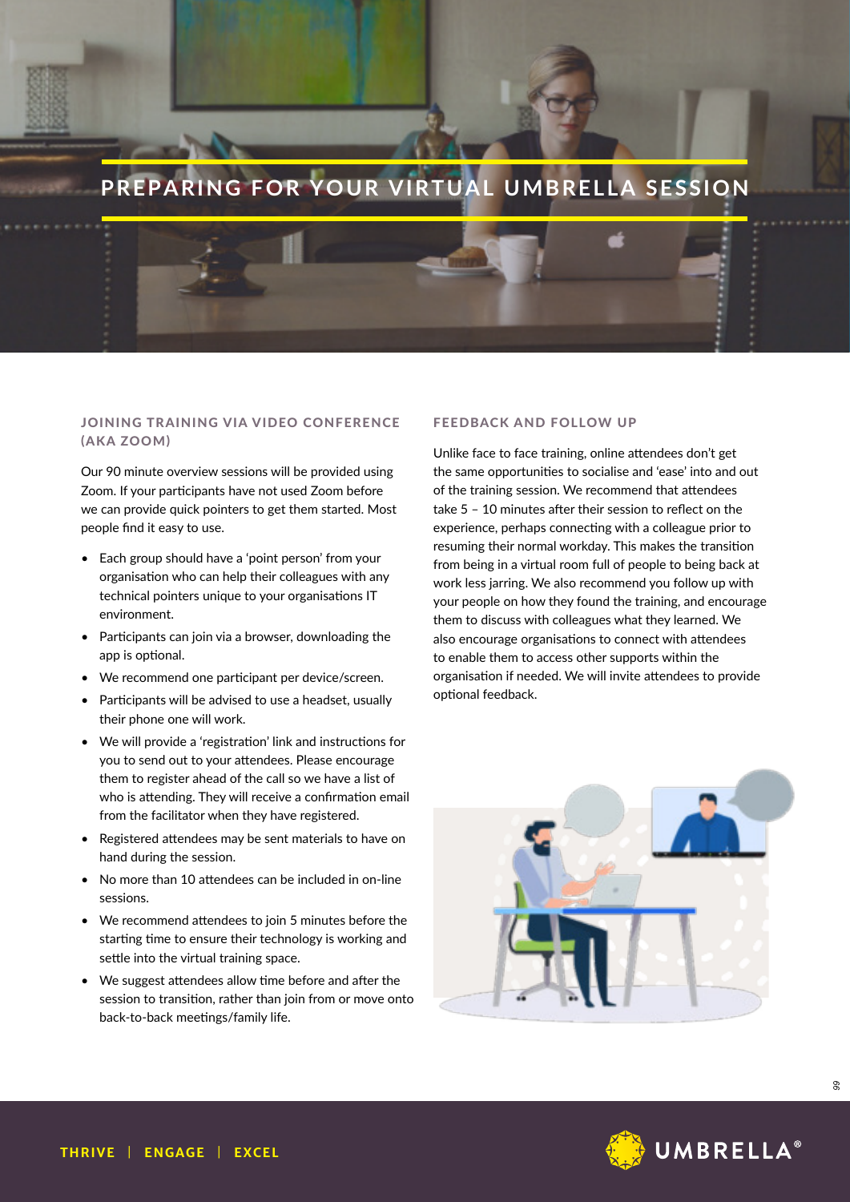# PREPARING FOR YOUR VIRTUAL UMBRELLA SESSION

## JOINING TRAINING VIA VIDEO CONFERENCE (AKA ZOOM)

Our 90 minute overview sessions will be provided using Zoom. If your participants have not used Zoom before we can provide quick pointers to get them started. Most people find it easy to use.

- Each group should have a 'point person' from your organisation who can help their colleagues with any technical pointers unique to your organisations IT environment.
- Participants can join via a browser, downloading the app is optional.
- We recommend one participant per device/screen.
- Participants will be advised to use a headset, usually their phone one will work.
- We will provide a 'registration' link and instructions for you to send out to your attendees. Please encourage them to register ahead of the call so we have a list of who is attending. They will receive a confirmation email from the facilitator when they have registered.
- Registered attendees may be sent materials to have on hand during the session.
- No more than 10 attendees can be included in on-line sessions.
- We recommend attendees to join 5 minutes before the starting time to ensure their technology is working and settle into the virtual training space.
- We suggest attendees allow time before and after the session to transition, rather than join from or move onto back-to-back meetings/family life.

## FEEDBACK AND FOLLOW UP

Unlike face to face training, online attendees don't get the same opportunities to socialise and 'ease' into and out of the training session. We recommend that attendees take 5 – 10 minutes after their session to reflect on the experience, perhaps connecting with a colleague prior to resuming their normal workday. This makes the transition from being in a virtual room full of people to being back at work less jarring. We also recommend you follow up with your people on how they found the training, and encourage them to discuss with colleagues what they learned. We also encourage organisations to connect with attendees to enable them to access other supports within the organisation if needed. We will invite attendees to provide optional feedback.

THRIVE | ENGAGE | EXCEL

UMBRELLA®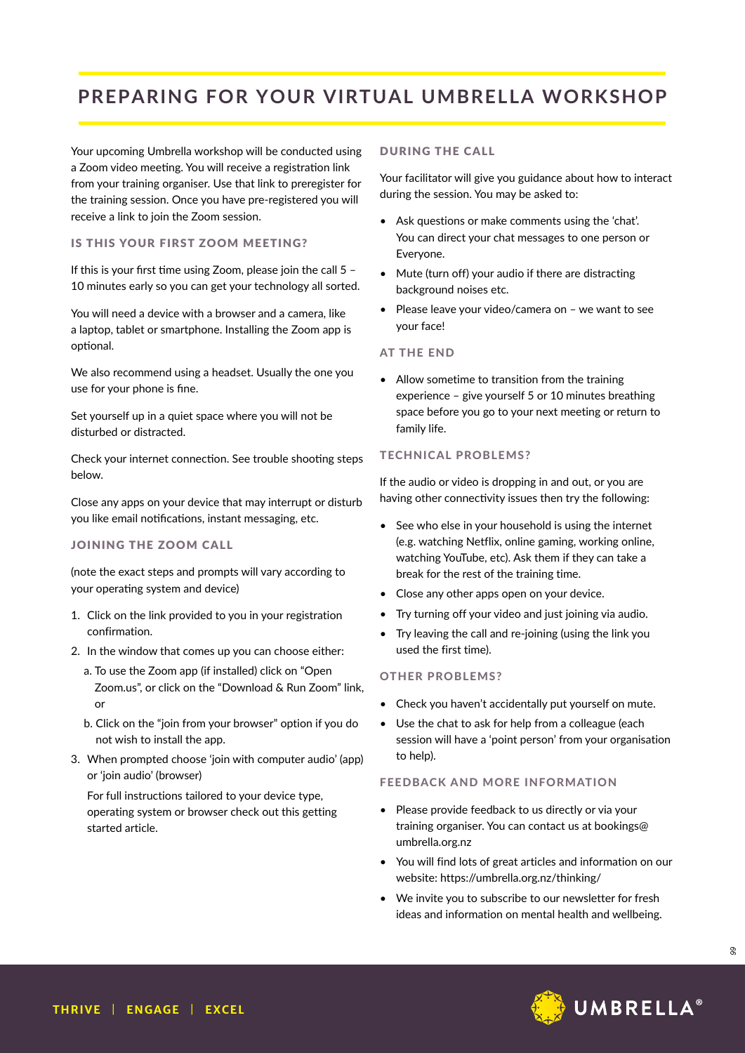# PREPARING FOR YOUR VIRTUAL UMBRELLA WORKSHOP

Your upcoming Umbrella workshop will be conducted using a Zoom video meeting. You will receive a registration link from your training organiser. Use that link to preregister for the training session. Once you have pre-registered you will receive a link to join the Zoom session.

### IS THIS YOUR FIRST ZOOM MEETING?

If this is your first time using Zoom, please join the call 5 – 10 minutes early so you can get your technology all sorted.

You will need a device with a browser and a camera, like a laptop, tablet or smartphone. Installing the Zoom app is optional.

We also recommend using a headset. Usually the one you use for your phone is fine.

Set yourself up in a quiet space where you will not be disturbed or distracted.

Check your internet connection. See trouble shooting steps below.

Close any apps on your device that may interrupt or disturb you like email notifications, instant messaging, etc.

### JOINING THE ZOOM CALL

(note the exact steps and prompts will vary according to your operating system and device)

1. Click on the link provided to you in your registration confirmation.
2. In the window that comes up you can choose either:
   a. To use the Zoom app (if installed) click on "Open Zoom.us", or click on the "Download & Run Zoom" link, or
   b. Click on the "join from your browser" option if you do not wish to install the app.
3. When prompted choose 'join with computer audio' (app) or 'join audio' (browser)

   For full instructions tailored to your device type, operating system or browser check out this getting started article.

### DURING THE CALL

Your facilitator will give you guidance about how to interact during the session. You may be asked to:

- Ask questions or make comments using the 'chat'. You can direct your chat messages to one person or Everyone.
- Mute (turn off) your audio if there are distracting background noises etc.
- Please leave your video/camera on – we want to see your face!

### AT THE END

- Allow sometime to transition from the training experience – give yourself 5 or 10 minutes breathing space before you go to your next meeting or return to family life.

### TECHNICAL PROBLEMS?

If the audio or video is dropping in and out, or you are having other connectivity issues then try the following:

- See who else in your household is using the internet (e.g. watching Netflix, online gaming, working online, watching YouTube, etc). Ask them if they can take a break for the rest of the training time.
- Close any other apps open on your device.
- Try turning off your video and just joining via audio.
- Try leaving the call and re-joining (using the link you used the first time).

### OTHER PROBLEMS?

- Check you haven't accidentally put yourself on mute.
- Use the chat to ask for help from a colleague (each session will have a 'point person' from your organisation to help).

### FEEDBACK AND MORE INFORMATION

- Please provide feedback to us directly or via your training organiser. You can contact us at bookings@umbrella.org.nz
- You will find lots of great articles and information on our website: https://umbrella.org.nz/thinking/
- We invite you to subscribe to our newsletter for fresh ideas and information on mental health and wellbeing.

THRIVE | ENGAGE | EXCEL

UMBRELLA®